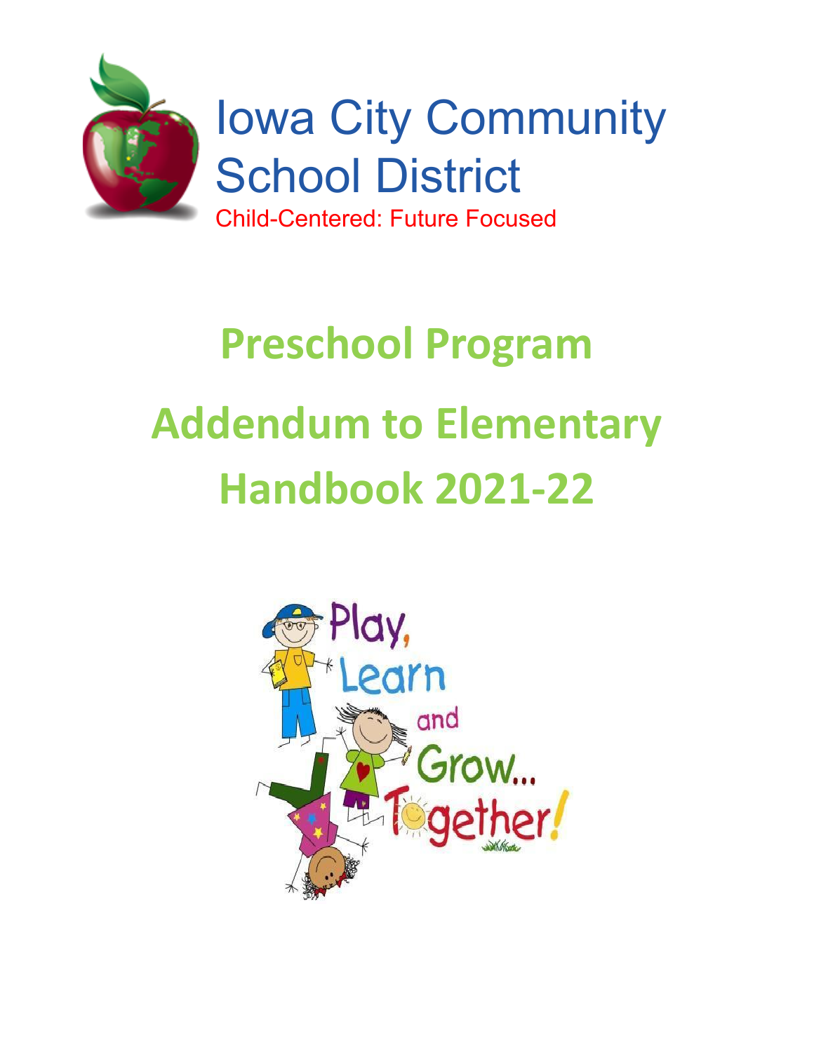Iowa City Community School District

Child-Centered: Future Focused

# Preschool Program

# Addendum to Elementary Handbook 2021-22

Play, Learn and Grow... Together!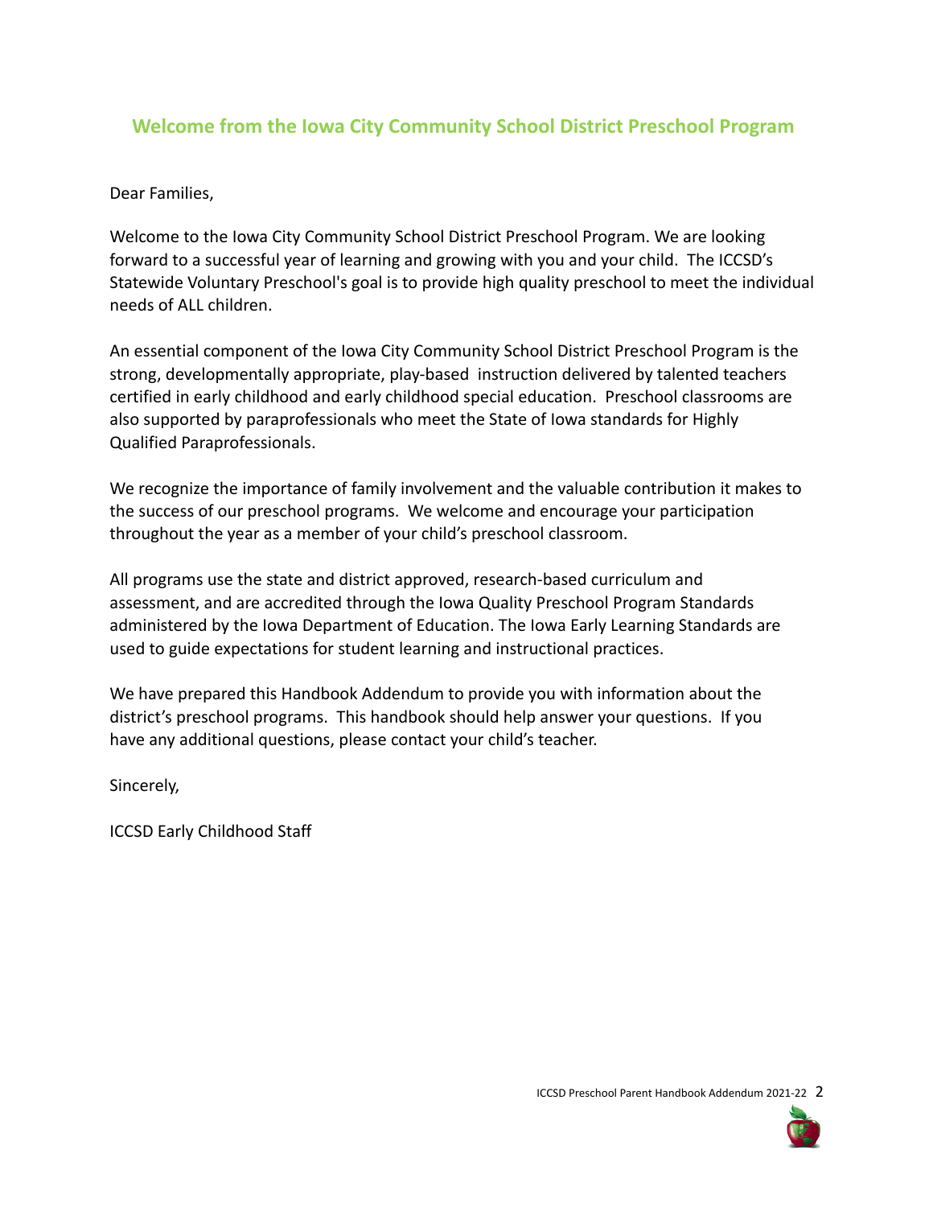## Welcome from the Iowa City Community School District Preschool Program

Dear Families,

Welcome to the Iowa City Community School District Preschool Program. We are looking forward to a successful year of learning and growing with you and your child. The ICCSD's Statewide Voluntary Preschool's goal is to provide high quality preschool to meet the individual needs of ALL children.

An essential component of the Iowa City Community School District Preschool Program is the strong, developmentally appropriate, play-based instruction delivered by talented teachers certified in early childhood and early childhood special education. Preschool classrooms are also supported by paraprofessionals who meet the State of Iowa standards for Highly Qualified Paraprofessionals.

We recognize the importance of family involvement and the valuable contribution it makes to the success of our preschool programs. We welcome and encourage your participation throughout the year as a member of your child's preschool classroom.

All programs use the state and district approved, research-based curriculum and assessment, and are accredited through the Iowa Quality Preschool Program Standards administered by the Iowa Department of Education. The Iowa Early Learning Standards are used to guide expectations for student learning and instructional practices.

We have prepared this Handbook Addendum to provide you with information about the district's preschool programs. This handbook should help answer your questions. If you have any additional questions, please contact your child's teacher.

Sincerely,

ICCSD Early Childhood Staff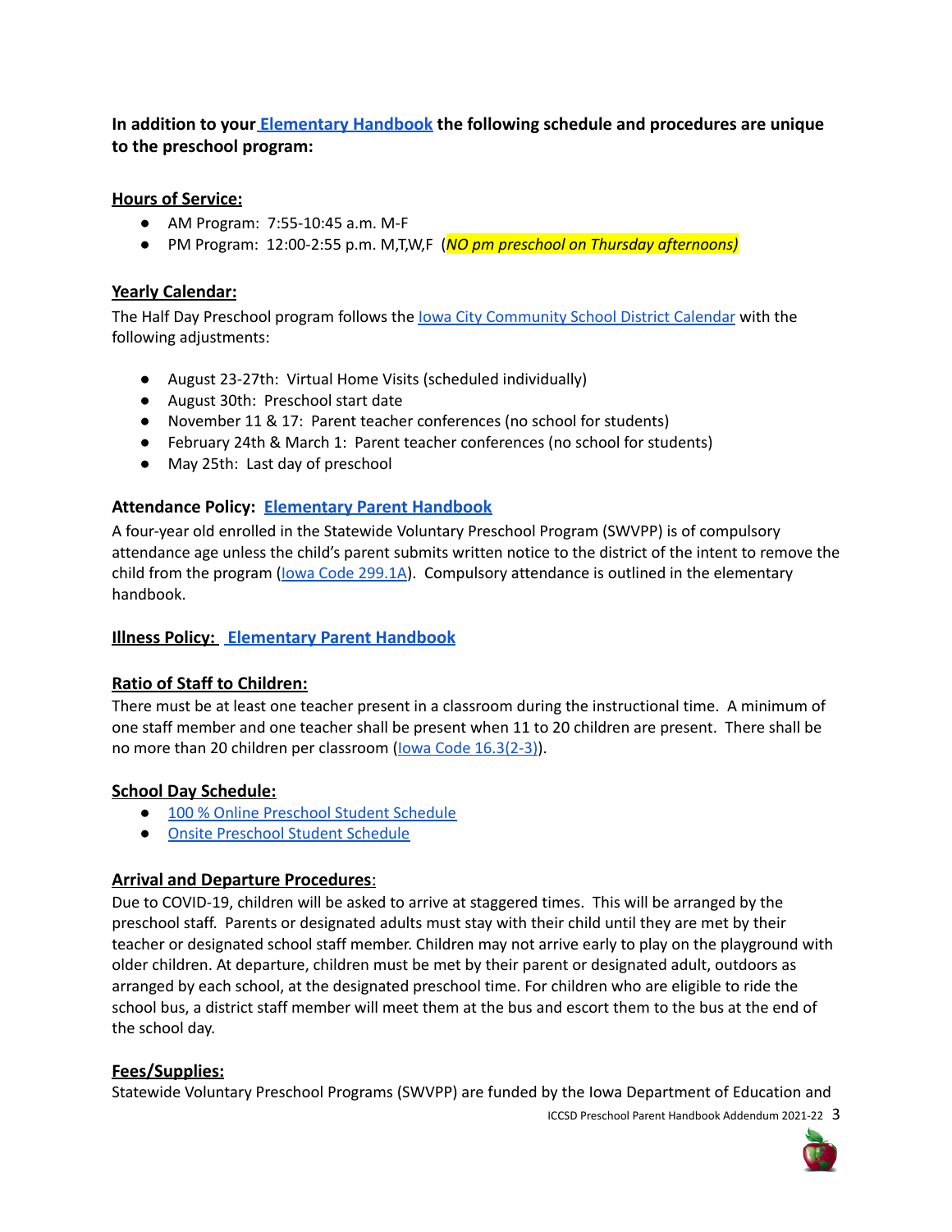**In addition to your Elementary Handbook the following schedule and procedures are unique to the preschool program:**

**Hours of Service:**

- AM Program: 7:55-10:45 a.m. M-F
- PM Program: 12:00-2:55 p.m. M,T,W,F (*NO pm preschool on Thursday afternoons)*

**Yearly Calendar:**

The Half Day Preschool program follows the Iowa City Community School District Calendar with the following adjustments:

- August 23-27th: Virtual Home Visits (scheduled individually)
- August 30th: Preschool start date
- November 11 & 17: Parent teacher conferences (no school for students)
- February 24th & March 1: Parent teacher conferences (no school for students)
- May 25th: Last day of preschool

**Attendance Policy: Elementary Parent Handbook**

A four-year old enrolled in the Statewide Voluntary Preschool Program (SWVPP) is of compulsory attendance age unless the child's parent submits written notice to the district of the intent to remove the child from the program (Iowa Code 299.1A). Compulsory attendance is outlined in the elementary handbook.

**Illness Policy: Elementary Parent Handbook**

**Ratio of Staff to Children:**

There must be at least one teacher present in a classroom during the instructional time. A minimum of one staff member and one teacher shall be present when 11 to 20 children are present. There shall be no more than 20 children per classroom (Iowa Code 16.3(2-3)).

**School Day Schedule:**

- 100 % Online Preschool Student Schedule
- Onsite Preschool Student Schedule

**Arrival and Departure Procedures**:

Due to COVID-19, children will be asked to arrive at staggered times. This will be arranged by the preschool staff. Parents or designated adults must stay with their child until they are met by their teacher or designated school staff member. Children may not arrive early to play on the playground with older children. At departure, children must be met by their parent or designated adult, outdoors as arranged by each school, at the designated preschool time. For children who are eligible to ride the school bus, a district staff member will meet them at the bus and escort them to the bus at the end of the school day.

**Fees/Supplies:**

Statewide Voluntary Preschool Programs (SWVPP) are funded by the Iowa Department of Education and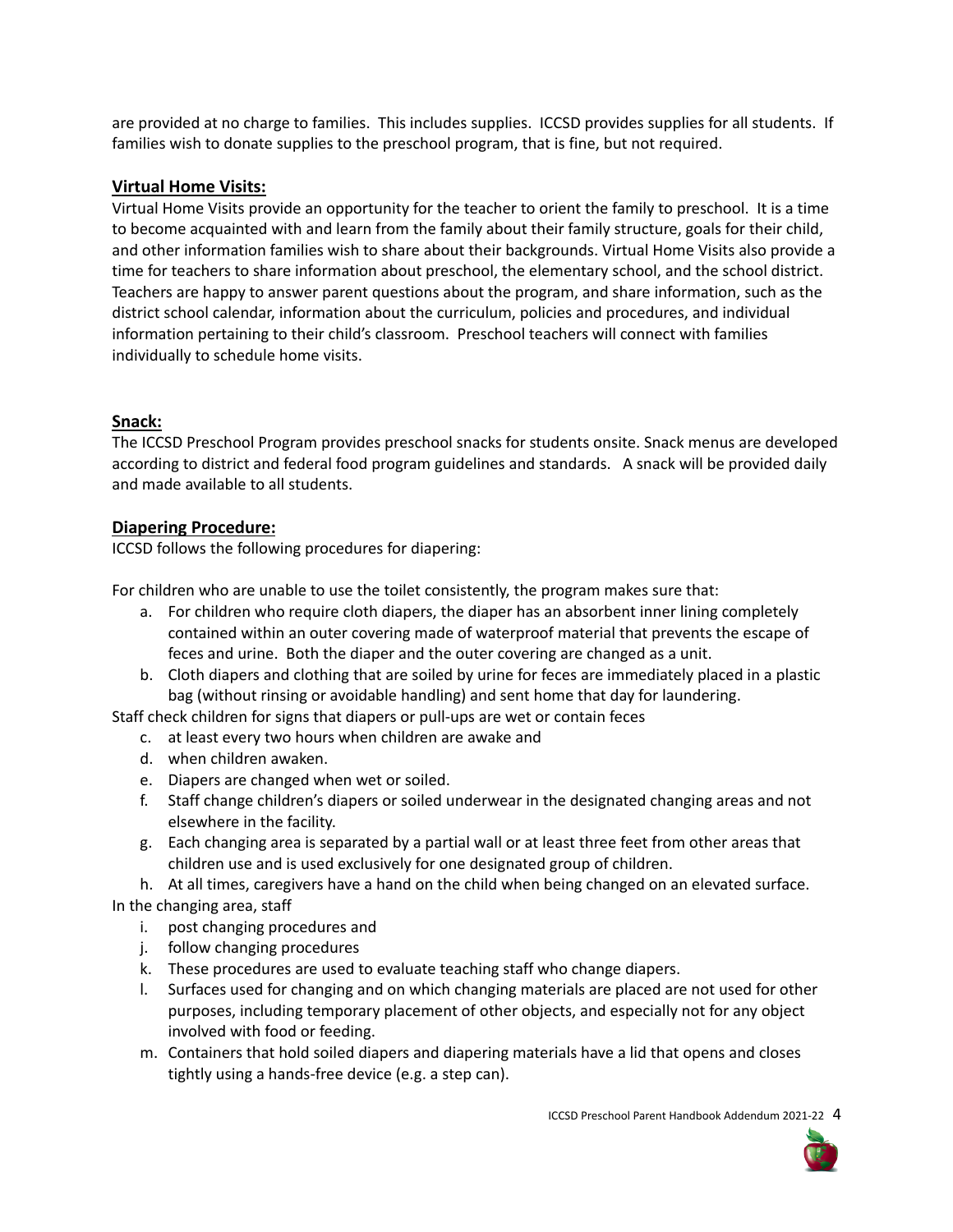are provided at no charge to families. This includes supplies. ICCSD provides supplies for all students. If families wish to donate supplies to the preschool program, that is fine, but not required.

## Virtual Home Visits:

Virtual Home Visits provide an opportunity for the teacher to orient the family to preschool. It is a time to become acquainted with and learn from the family about their family structure, goals for their child, and other information families wish to share about their backgrounds. Virtual Home Visits also provide a time for teachers to share information about preschool, the elementary school, and the school district. Teachers are happy to answer parent questions about the program, and share information, such as the district school calendar, information about the curriculum, policies and procedures, and individual information pertaining to their child's classroom. Preschool teachers will connect with families individually to schedule home visits.

## Snack:

The ICCSD Preschool Program provides preschool snacks for students onsite. Snack menus are developed according to district and federal food program guidelines and standards. A snack will be provided daily and made available to all students.

## Diapering Procedure:

ICCSD follows the following procedures for diapering:

For children who are unable to use the toilet consistently, the program makes sure that:

a. For children who require cloth diapers, the diaper has an absorbent inner lining completely contained within an outer covering made of waterproof material that prevents the escape of feces and urine. Both the diaper and the outer covering are changed as a unit.
b. Cloth diapers and clothing that are soiled by urine for feces are immediately placed in a plastic bag (without rinsing or avoidable handling) and sent home that day for laundering.

Staff check children for signs that diapers or pull-ups are wet or contain feces

c. at least every two hours when children are awake and
d. when children awaken.
e. Diapers are changed when wet or soiled.
f. Staff change children's diapers or soiled underwear in the designated changing areas and not elsewhere in the facility.
g. Each changing area is separated by a partial wall or at least three feet from other areas that children use and is used exclusively for one designated group of children.
h. At all times, caregivers have a hand on the child when being changed on an elevated surface.

In the changing area, staff

i. post changing procedures and
j. follow changing procedures
k. These procedures are used to evaluate teaching staff who change diapers.
l. Surfaces used for changing and on which changing materials are placed are not used for other purposes, including temporary placement of other objects, and especially not for any object involved with food or feeding.
m. Containers that hold soiled diapers and diapering materials have a lid that opens and closes tightly using a hands-free device (e.g. a step can).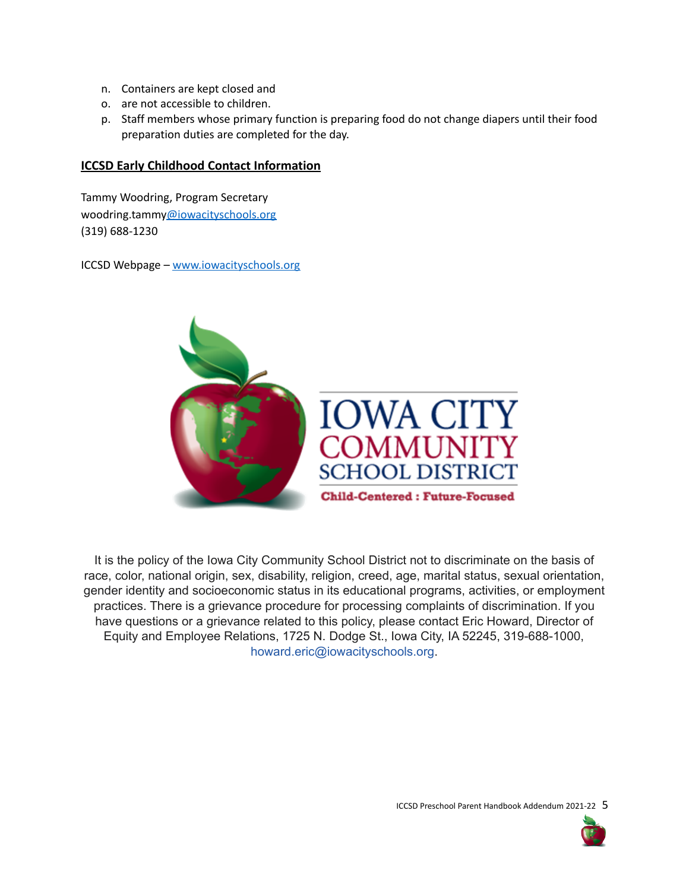n. Containers are kept closed and
o. are not accessible to children.
p. Staff members whose primary function is preparing food do not change diapers until their food preparation duties are completed for the day.

**ICCSD Early Childhood Contact Information**

Tammy Woodring, Program Secretary
woodring.tammy@iowacityschools.org
(319) 688-1230

ICCSD Webpage – www.iowacityschools.org

IOWA CITY COMMUNITY SCHOOL DISTRICT
Child-Centered : Future-Focused

It is the policy of the Iowa City Community School District not to discriminate on the basis of race, color, national origin, sex, disability, religion, creed, age, marital status, sexual orientation, gender identity and socioeconomic status in its educational programs, activities, or employment practices. There is a grievance procedure for processing complaints of discrimination. If you have questions or a grievance related to this policy, please contact Eric Howard, Director of Equity and Employee Relations, 1725 N. Dodge St., Iowa City, IA 52245, 319-688-1000, howard.eric@iowacityschools.org.